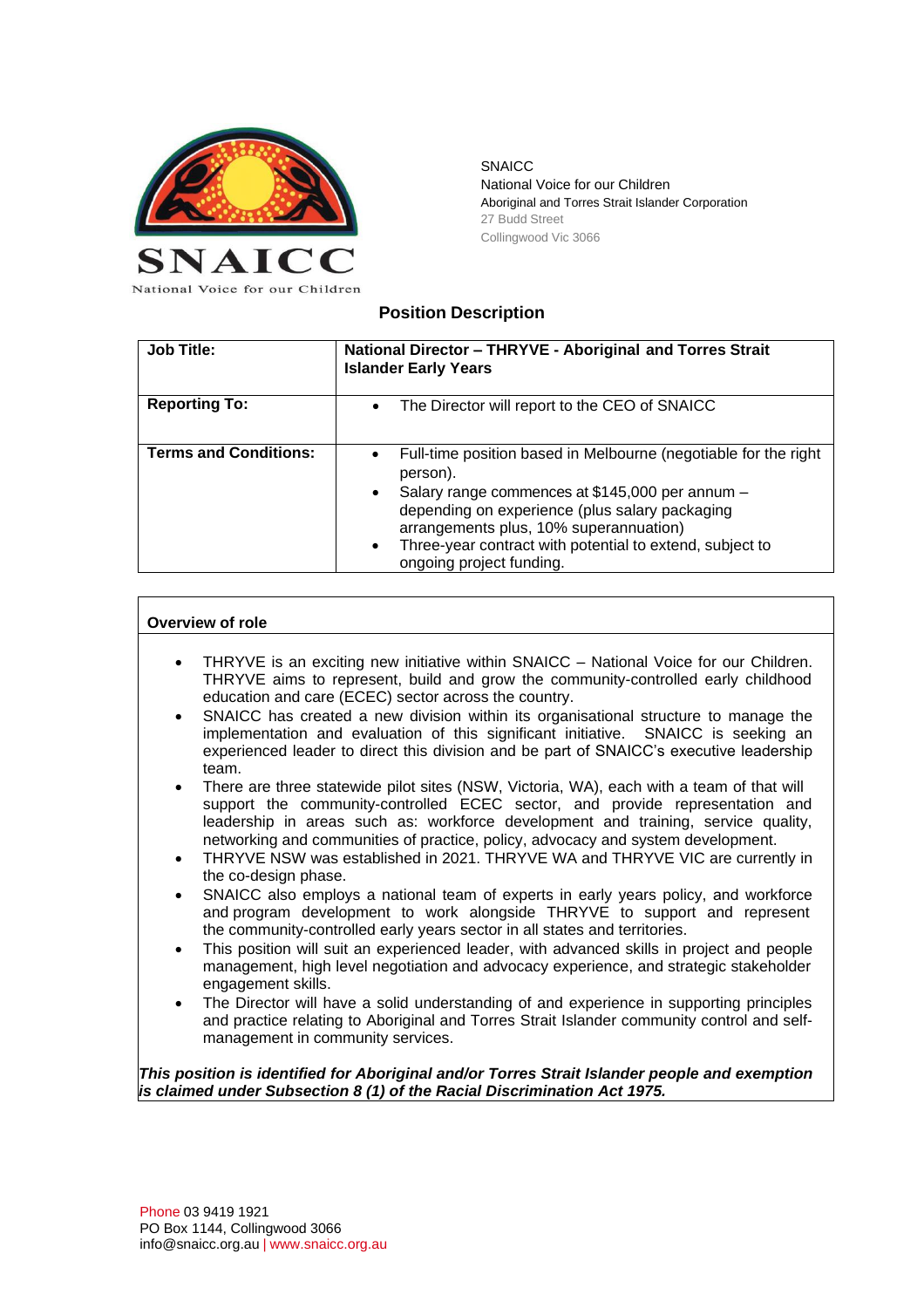SNAICC
National Voice for our Children
Aboriginal and Torres Strait Islander Corporation
27 Budd Street
Collingwood Vic 3066

## Position Description

| **Job Title:** | **National Director – THRYVE - Aboriginal and Torres Strait Islander Early Years** |
|---|---|
| **Reporting To:** | • The Director will report to the CEO of SNAICC |
| **Terms and Conditions:** | • Full-time position based in Melbourne (negotiable for the right person).<br>• Salary range commences at $145,000 per annum – depending on experience (plus salary packaging arrangements plus, 10% superannuation)<br>• Three-year contract with potential to extend, subject to ongoing project funding. |

### Overview of role

- THRYVE is an exciting new initiative within SNAICC – National Voice for our Children. THRYVE aims to represent, build and grow the community-controlled early childhood education and care (ECEC) sector across the country.
- SNAICC has created a new division within its organisational structure to manage the implementation and evaluation of this significant initiative. SNAICC is seeking an experienced leader to direct this division and be part of SNAICC's executive leadership team.
- There are three statewide pilot sites (NSW, Victoria, WA), each with a team of that will support the community-controlled ECEC sector, and provide representation and leadership in areas such as: workforce development and training, service quality, networking and communities of practice, policy, advocacy and system development.
- THRYVE NSW was established in 2021. THRYVE WA and THRYVE VIC are currently in the co-design phase.
- SNAICC also employs a national team of experts in early years policy, and workforce and program development to work alongside THRYVE to support and represent the community-controlled early years sector in all states and territories.
- This position will suit an experienced leader, with advanced skills in project and people management, high level negotiation and advocacy experience, and strategic stakeholder engagement skills.
- The Director will have a solid understanding of and experience in supporting principles and practice relating to Aboriginal and Torres Strait Islander community control and self-management in community services.

***This position is identified for Aboriginal and/or Torres Strait Islander people and exemption is claimed under Subsection 8 (1) of the Racial Discrimination Act 1975.***

Phone 03 9419 1921
PO Box 1144, Collingwood 3066
info@snaicc.org.au | www.snaicc.org.au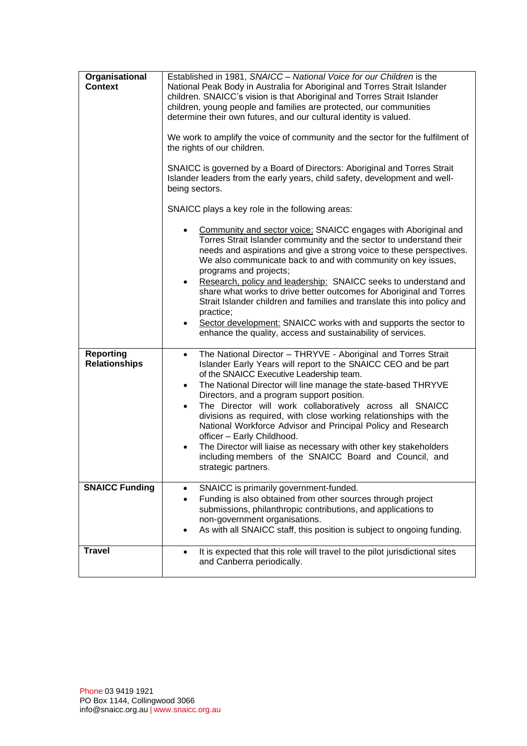| | |
|---|---|
| **Organisational Context** | Established in 1981, *SNAICC – National Voice for our Children* is the National Peak Body in Australia for Aboriginal and Torres Strait Islander children. SNAICC's vision is that Aboriginal and Torres Strait Islander children, young people and families are protected, our communities determine their own futures, and our cultural identity is valued.<br><br>We work to amplify the voice of community and the sector for the fulfilment of the rights of our children.<br><br>SNAICC is governed by a Board of Directors: Aboriginal and Torres Strait Islander leaders from the early years, child safety, development and well-being sectors.<br><br>SNAICC plays a key role in the following areas:<br><br>• Community and sector voice: SNAICC engages with Aboriginal and Torres Strait Islander community and the sector to understand their needs and aspirations and give a strong voice to these perspectives. We also communicate back to and with community on key issues, programs and projects;<br>• Research, policy and leadership: SNAICC seeks to understand and share what works to drive better outcomes for Aboriginal and Torres Strait Islander children and families and translate this into policy and practice;<br>• Sector development: SNAICC works with and supports the sector to enhance the quality, access and sustainability of services. |
| **Reporting Relationships** | • The National Director – THRYVE - Aboriginal and Torres Strait Islander Early Years will report to the SNAICC CEO and be part of the SNAICC Executive Leadership team.<br>• The National Director will line manage the state-based THRYVE Directors, and a program support position.<br>• The Director will work collaboratively across all SNAICC divisions as required, with close working relationships with the National Workforce Advisor and Principal Policy and Research officer – Early Childhood.<br>• The Director will liaise as necessary with other key stakeholders including members of the SNAICC Board and Council, and strategic partners. |
| **SNAICC Funding** | • SNAICC is primarily government-funded.<br>• Funding is also obtained from other sources through project submissions, philanthropic contributions, and applications to non-government organisations.<br>• As with all SNAICC staff, this position is subject to ongoing funding. |
| **Travel** | • It is expected that this role will travel to the pilot jurisdictional sites and Canberra periodically. |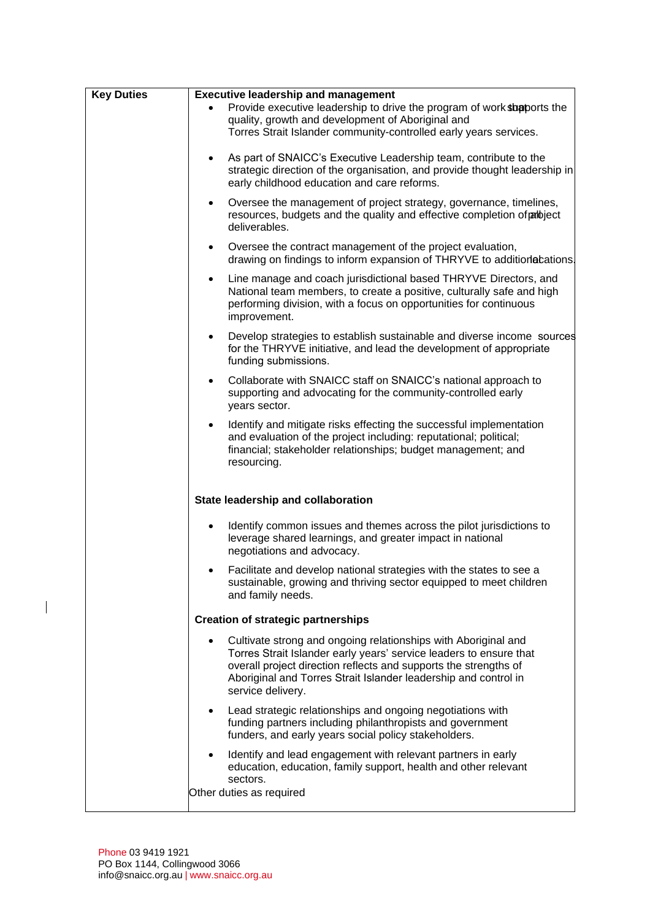| Key Duties | Content |
| --- | --- |
| **Key Duties** | **Executive leadership and management**<br>• Provide executive leadership to drive the program of work that supports the quality, growth and development of Aboriginal and Torres Strait Islander community-controlled early years services.<br>• As part of SNAICC's Executive Leadership team, contribute to the strategic direction of the organisation, and provide thought leadership in early childhood education and care reforms.<br>• Oversee the management of project strategy, governance, timelines, resources, budgets and the quality and effective completion of all project deliverables.<br>• Oversee the contract management of the project evaluation, drawing on findings to inform expansion of THRYVE to additional locations.<br>• Line manage and coach jurisdictional based THRYVE Directors, and National team members, to create a positive, culturally safe and high performing division, with a focus on opportunities for continuous improvement.<br>• Develop strategies to establish sustainable and diverse income sources for the THRYVE initiative, and lead the development of appropriate funding submissions.<br>• Collaborate with SNAICC staff on SNAICC's national approach to supporting and advocating for the community-controlled early years sector.<br>• Identify and mitigate risks effecting the successful implementation and evaluation of the project including: reputational; political; financial; stakeholder relationships; budget management; and resourcing.<br><br>**State leadership and collaboration**<br>• Identify common issues and themes across the pilot jurisdictions to leverage shared learnings, and greater impact in national negotiations and advocacy.<br>• Facilitate and develop national strategies with the states to see a sustainable, growing and thriving sector equipped to meet children and family needs.<br><br>**Creation of strategic partnerships**<br>• Cultivate strong and ongoing relationships with Aboriginal and Torres Strait Islander early years' service leaders to ensure that overall project direction reflects and supports the strengths of Aboriginal and Torres Strait Islander leadership and control in service delivery.<br>• Lead strategic relationships and ongoing negotiations with funding partners including philanthropists and government funders, and early years social policy stakeholders.<br>• Identify and lead engagement with relevant partners in early education, education, family support, health and other relevant sectors.<br>Other duties as required |

Phone 03 9419 1921
PO Box 1144, Collingwood 3066
info@snaicc.org.au | www.snaicc.org.au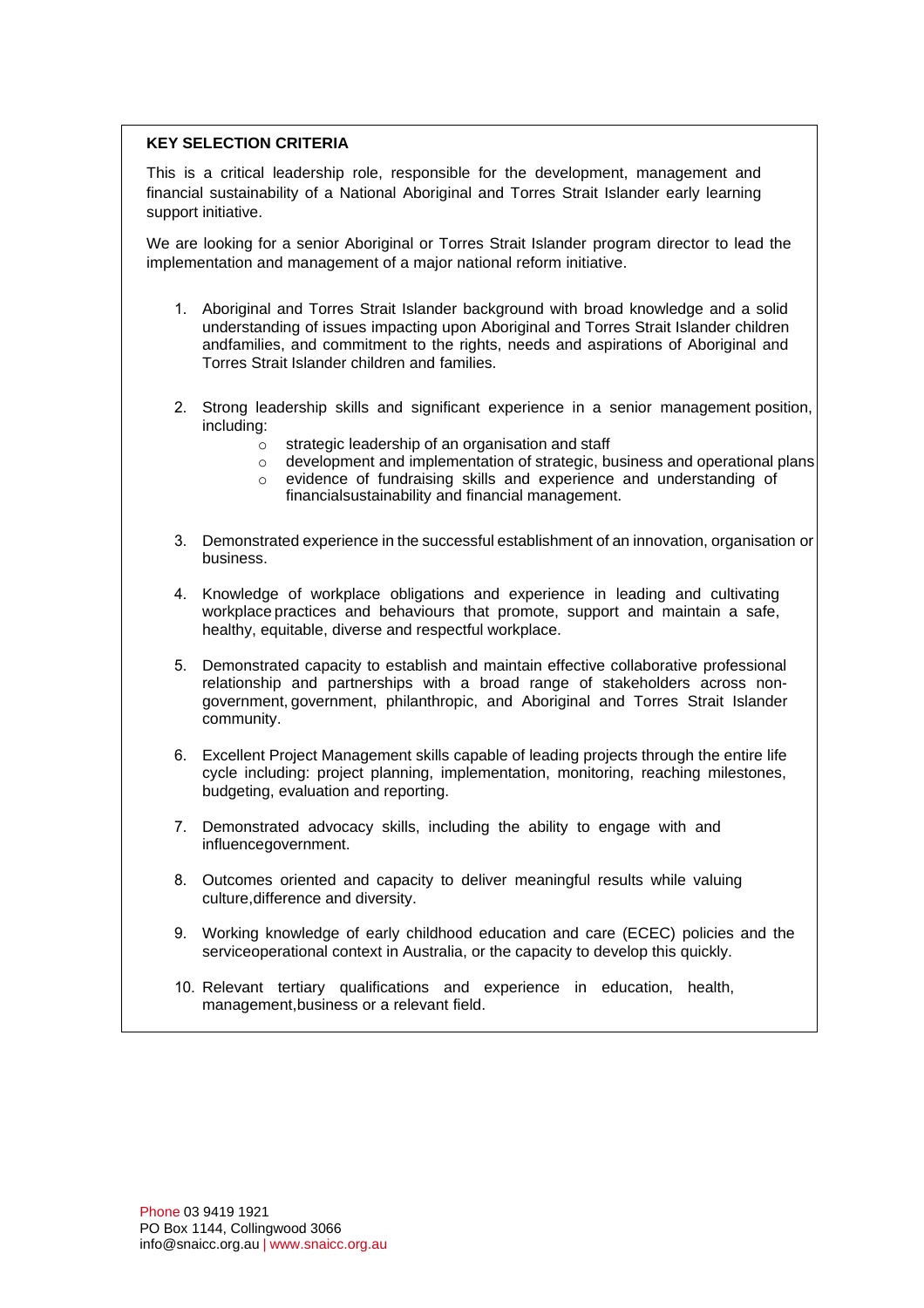**KEY SELECTION CRITERIA**

This is a critical leadership role, responsible for the development, management and financial sustainability of a National Aboriginal and Torres Strait Islander early learning support initiative.

We are looking for a senior Aboriginal or Torres Strait Islander program director to lead the implementation and management of a major national reform initiative.

1. Aboriginal and Torres Strait Islander background with broad knowledge and a solid understanding of issues impacting upon Aboriginal and Torres Strait Islander children andfamilies, and commitment to the rights, needs and aspirations of Aboriginal and Torres Strait Islander children and families.

2. Strong leadership skills and significant experience in a senior management position, including:
   - strategic leadership of an organisation and staff
   - development and implementation of strategic, business and operational plans
   - evidence of fundraising skills and experience and understanding of financialsustainability and financial management.

3. Demonstrated experience in the successful establishment of an innovation, organisation or business.

4. Knowledge of workplace obligations and experience in leading and cultivating workplace practices and behaviours that promote, support and maintain a safe, healthy, equitable, diverse and respectful workplace.

5. Demonstrated capacity to establish and maintain effective collaborative professional relationship and partnerships with a broad range of stakeholders across non-government, government, philanthropic, and Aboriginal and Torres Strait Islander community.

6. Excellent Project Management skills capable of leading projects through the entire life cycle including: project planning, implementation, monitoring, reaching milestones, budgeting, evaluation and reporting.

7. Demonstrated advocacy skills, including the ability to engage with and influencegovernment.

8. Outcomes oriented and capacity to deliver meaningful results while valuing culture,difference and diversity.

9. Working knowledge of early childhood education and care (ECEC) policies and the serviceoperational context in Australia, or the capacity to develop this quickly.

10. Relevant tertiary qualifications and experience in education, health, management,business or a relevant field.

Phone 03 9419 1921
PO Box 1144, Collingwood 3066
info@snaicc.org.au | www.snaicc.org.au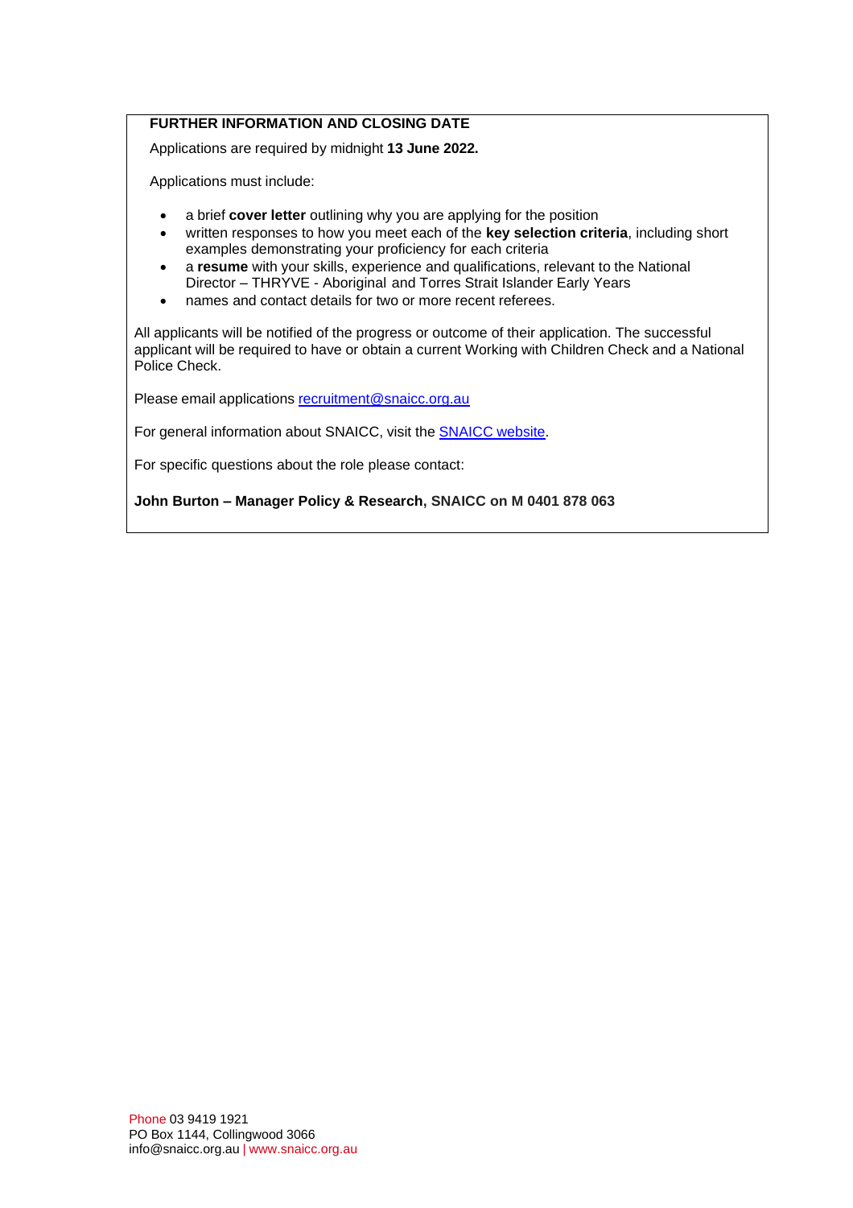## FURTHER INFORMATION AND CLOSING DATE

Applications are required by midnight **13 June 2022.**

Applications must include:

- a brief **cover letter** outlining why you are applying for the position
- written responses to how you meet each of the **key selection criteria**, including short examples demonstrating your proficiency for each criteria
- a **resume** with your skills, experience and qualifications, relevant to the National Director – THRYVE - Aboriginal and Torres Strait Islander Early Years
- names and contact details for two or more recent referees.

All applicants will be notified of the progress or outcome of their application. The successful applicant will be required to have or obtain a current Working with Children Check and a National Police Check.

Please email applications recruitment@snaicc.org.au

For general information about SNAICC, visit the SNAICC website.

For specific questions about the role please contact:

**John Burton – Manager Policy & Research, SNAICC on M 0401 878 063**

Phone 03 9419 1921
PO Box 1144, Collingwood 3066
info@snaicc.org.au | www.snaicc.org.au